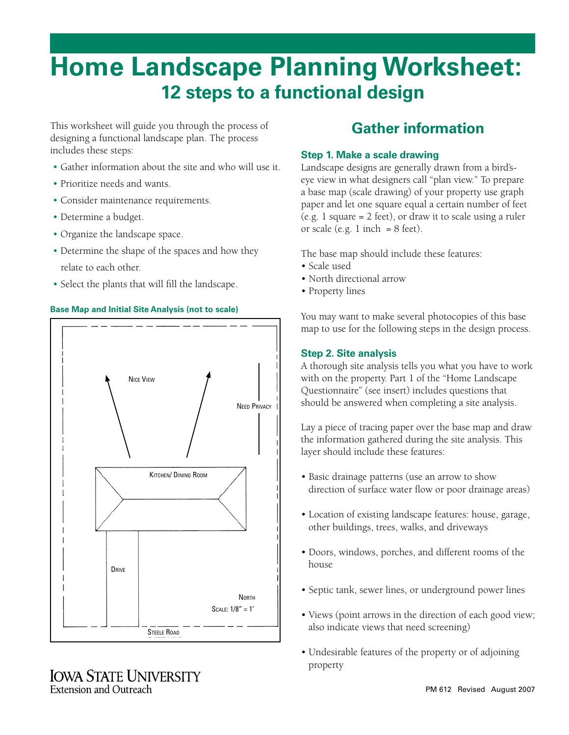# Home Landscape Planning Worksheet:

## 12 steps to a functional design

This worksheet will guide you through the process of designing a functional landscape plan. The process includes these steps:

- Gather information about the site and who will use it.
- Prioritize needs and wants.
- Consider maintenance requirements.
- Determine a budget.
- Organize the landscape space.
- Determine the shape of the spaces and how they relate to each other.
- Select the plants that will fill the landscape.

**Base Map and Initial Site Analysis (not to scale)**

NICE VIEW

NEED PRIVACY

KITCHEN/ DINING ROOM

DRIVE

NORTH

SCALE: 1/8″ = 1′

STEELE ROAD

## Gather information

### Step 1. Make a scale drawing

Landscape designs are generally drawn from a bird's-eye view in what designers call "plan view." To prepare a base map (scale drawing) of your property use graph paper and let one square equal a certain number of feet (e.g. 1 square = 2 feet), or draw it to scale using a ruler or scale (e.g. 1 inch = 8 feet).

The base map should include these features:

- Scale used
- North directional arrow
- Property lines

You may want to make several photocopies of this base map to use for the following steps in the design process.

### Step 2. Site analysis

A thorough site analysis tells you what you have to work with on the property. Part 1 of the "Home Landscape Questionnaire" (see insert) includes questions that should be answered when completing a site analysis.

Lay a piece of tracing paper over the base map and draw the information gathered during the site analysis. This layer should include these features:

- Basic drainage patterns (use an arrow to show direction of surface water flow or poor drainage areas)
- Location of existing landscape features: house, garage, other buildings, trees, walks, and driveways
- Doors, windows, porches, and different rooms of the house
- Septic tank, sewer lines, or underground power lines
- Views (point arrows in the direction of each good view; also indicate views that need screening)
- Undesirable features of the property or of adjoining property

IOWA STATE UNIVERSITY
Extension and Outreach

PM 612 Revised August 2007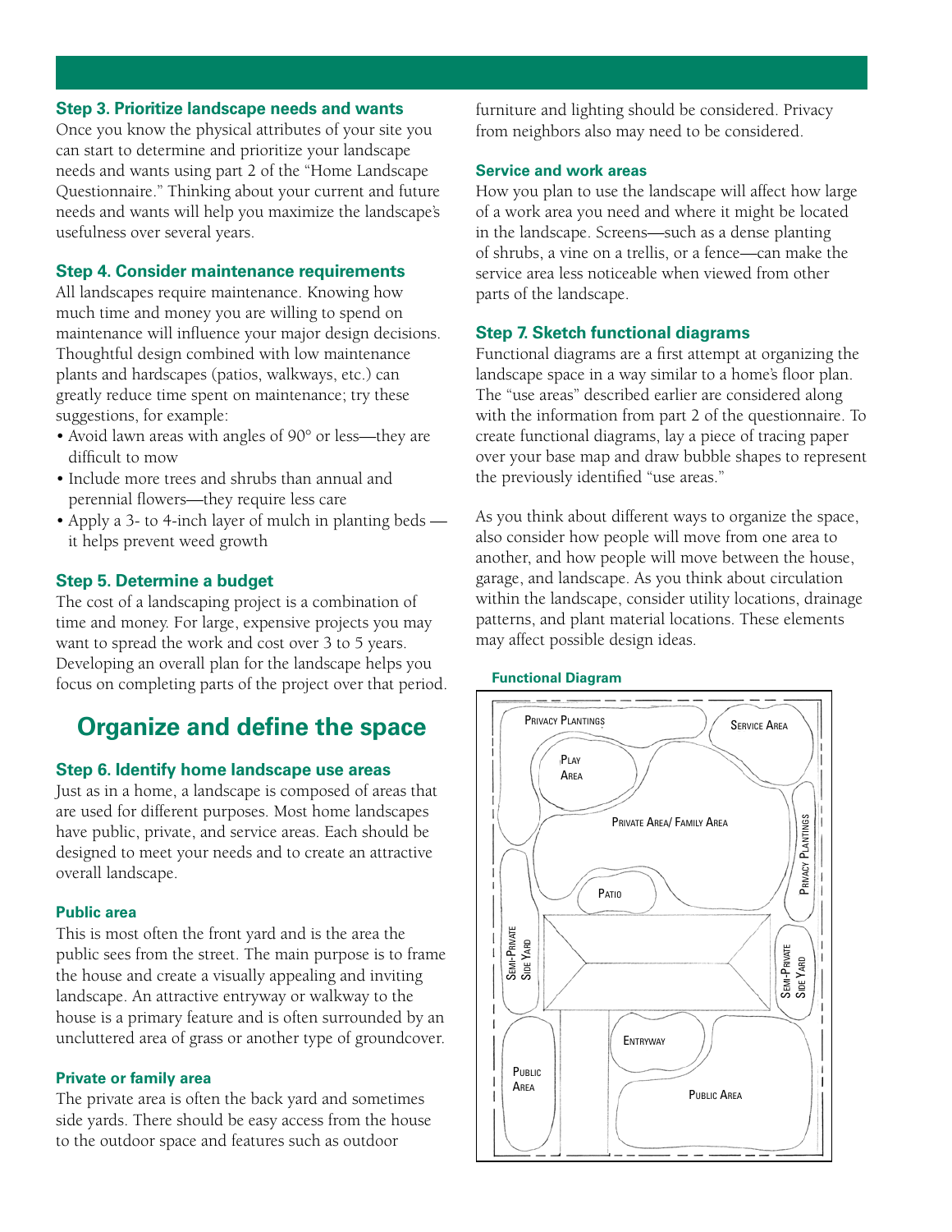### Step 3. Prioritize landscape needs and wants

Once you know the physical attributes of your site you can start to determine and prioritize your landscape needs and wants using part 2 of the "Home Landscape Questionnaire." Thinking about your current and future needs and wants will help you maximize the landscape's usefulness over several years.

### Step 4. Consider maintenance requirements

All landscapes require maintenance. Knowing how much time and money you are willing to spend on maintenance will influence your major design decisions. Thoughtful design combined with low maintenance plants and hardscapes (patios, walkways, etc.) can greatly reduce time spent on maintenance; try these suggestions, for example:

- Avoid lawn areas with angles of 90° or less—they are difficult to mow
- Include more trees and shrubs than annual and perennial flowers—they require less care
- Apply a 3- to 4-inch layer of mulch in planting beds — it helps prevent weed growth

### Step 5. Determine a budget

The cost of a landscaping project is a combination of time and money. For large, expensive projects you may want to spread the work and cost over 3 to 5 years. Developing an overall plan for the landscape helps you focus on completing parts of the project over that period.

## Organize and define the space

### Step 6. Identify home landscape use areas

Just as in a home, a landscape is composed of areas that are used for different purposes. Most home landscapes have public, private, and service areas. Each should be designed to meet your needs and to create an attractive overall landscape.

#### Public area

This is most often the front yard and is the area the public sees from the street. The main purpose is to frame the house and create a visually appealing and inviting landscape. An attractive entryway or walkway to the house is a primary feature and is often surrounded by an uncluttered area of grass or another type of groundcover.

#### Private or family area

The private area is often the back yard and sometimes side yards. There should be easy access from the house to the outdoor space and features such as outdoor furniture and lighting should be considered. Privacy from neighbors also may need to be considered.

#### Service and work areas

How you plan to use the landscape will affect how large of a work area you need and where it might be located in the landscape. Screens—such as a dense planting of shrubs, a vine on a trellis, or a fence—can make the service area less noticeable when viewed from other parts of the landscape.

### Step 7. Sketch functional diagrams

Functional diagrams are a first attempt at organizing the landscape space in a way similar to a home's floor plan. The "use areas" described earlier are considered along with the information from part 2 of the questionnaire. To create functional diagrams, lay a piece of tracing paper over your base map and draw bubble shapes to represent the previously identified "use areas."

As you think about different ways to organize the space, also consider how people will move from one area to another, and how people will move between the house, garage, and landscape. As you think about circulation within the landscape, consider utility locations, drainage patterns, and plant material locations. These elements may affect possible design ideas.

**Functional Diagram**

Privacy Plantings, Service Area, Play Area, Private Area/ Family Area, Privacy Plantings, Patio, Semi-Private Side Yard, Semi-Private Side Yard, Entryway, Public Area, Public Area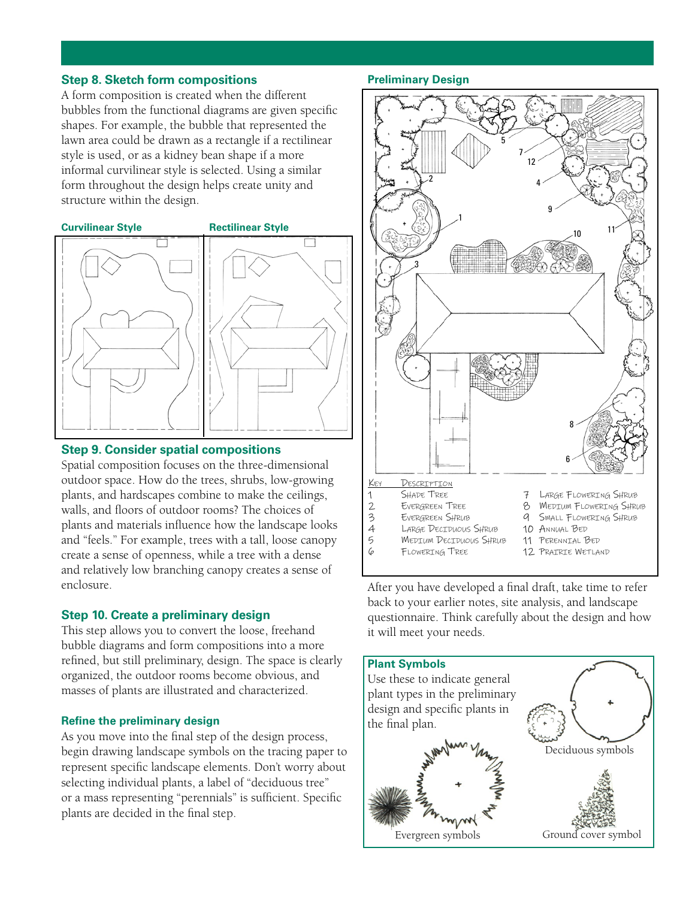## Step 8. Sketch form compositions

A form composition is created when the different bubbles from the functional diagrams are given specific shapes. For example, the bubble that represented the lawn area could be drawn as a rectangle if a rectilinear style is used, or as a kidney bean shape if a more informal curvilinear style is selected. Using a similar form throughout the design helps create unity and structure within the design.

**Curvilinear Style** | **Rectilinear Style**

## Step 9. Consider spatial compositions

Spatial composition focuses on the three-dimensional outdoor space. How do the trees, shrubs, low-growing plants, and hardscapes combine to make the ceilings, walls, and floors of outdoor rooms? The choices of plants and materials influence how the landscape looks and "feels." For example, trees with a tall, loose canopy create a sense of openness, while a tree with a dense and relatively low branching canopy creates a sense of enclosure.

## Step 10. Create a preliminary design

This step allows you to convert the loose, freehand bubble diagrams and form compositions into a more refined, but still preliminary, design. The space is clearly organized, the outdoor rooms become obvious, and masses of plants are illustrated and characterized.

### Refine the preliminary design

As you move into the final step of the design process, begin drawing landscape symbols on the tracing paper to represent specific landscape elements. Don't worry about selecting individual plants, a label of "deciduous tree" or a mass representing "perennials" is sufficient. Specific plants are decided in the final step.

**Preliminary Design**

| Key | Description | Key | Description |
|---|---|---|---|
| 1 | Shade Tree | 7 | Large Flowering Shrub |
| 2 | Evergreen Tree | 8 | Medium Flowering Shrub |
| 3 | Evergreen Shrub | 9 | Small Flowering Shrub |
| 4 | Large Deciduous Shrub | 10 | Annual Bed |
| 5 | Medium Deciduous Shrub | 11 | Perennial Bed |
| 6 | Flowering Tree | 12 | Prairie Wetland |

After you have developed a final draft, take time to refer back to your earlier notes, site analysis, and landscape questionnaire. Think carefully about the design and how it will meet your needs.

**Plant Symbols**

Use these to indicate general plant types in the preliminary design and specific plants in the final plan.

Deciduous symbols

Evergreen symbols

Ground cover symbol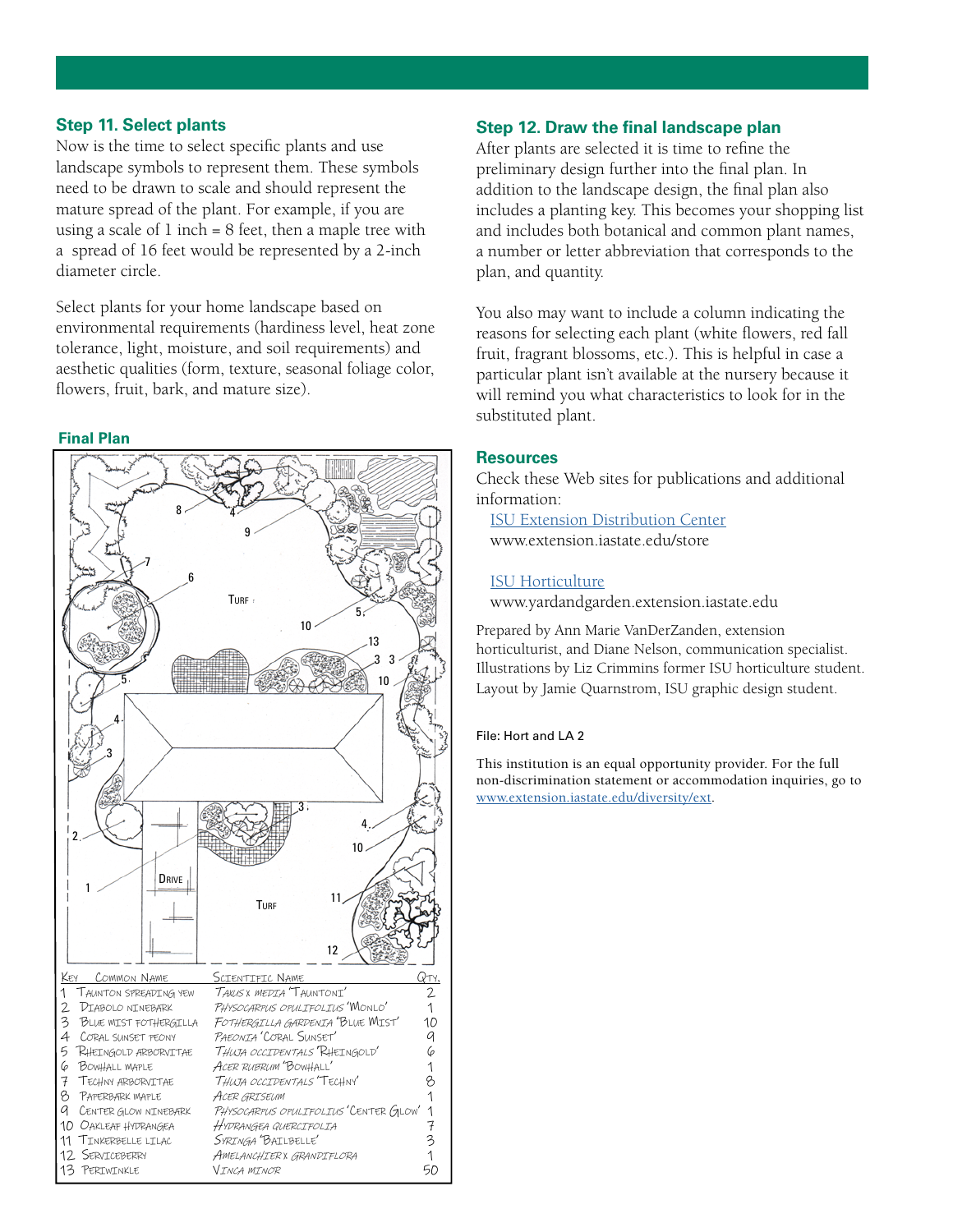## Step 11. Select plants

Now is the time to select specific plants and use landscape symbols to represent them. These symbols need to be drawn to scale and should represent the mature spread of the plant. For example, if you are using a scale of 1 inch = 8 feet, then a maple tree with a spread of 16 feet would be represented by a 2-inch diameter circle.

Select plants for your home landscape based on environmental requirements (hardiness level, heat zone tolerance, light, moisture, and soil requirements) and aesthetic qualities (form, texture, seasonal foliage color, flowers, fruit, bark, and mature size).

**Final Plan**

| Key | Common Name | Scientific Name | Qty. |
|---|---|---|---|
| 1 | Taunton Spreading Yew | *Taxus x media* 'Tauntoni' | 2 |
| 2 | Diabolo Ninebark | *Physocarpus opulifolius* 'Monlo' | 1 |
| 3 | Blue Mist Fothergilla | *Fothergilla gardenia* 'Blue Mist' | 10 |
| 4 | Coral Sunset Peony | *Paeonia* 'Coral Sunset' | 9 |
| 5 | Rheingold Arborvitae | *Thuja occidentalis* 'Rheingold' | 6 |
| 6 | Bowhall Maple | *Acer rubrum* 'Bowhall' | 1 |
| 7 | Techny Arborvitae | *Thuja occidentalis* 'Techny' | 8 |
| 8 | Paperbark Maple | *Acer griseum* | 1 |
| 9 | Center Glow Ninebark | *Physocarpus opulifolius* 'Center Glow' | 1 |
| 10 | Oakleaf Hydrangea | *Hydrangea quercifolia* | 7 |
| 11 | Tinkerbelle Lilac | *Syringa* 'Bailbelle' | 3 |
| 12 | Serviceberry | *Amelanchier x grandiflora* | 1 |
| 13 | Periwinkle | *Vinca minor* | 50 |

## Step 12. Draw the final landscape plan

After plants are selected it is time to refine the preliminary design further into the final plan. In addition to the landscape design, the final plan also includes a planting key. This becomes your shopping list and includes both botanical and common plant names, a number or letter abbreviation that corresponds to the plan, and quantity.

You also may want to include a column indicating the reasons for selecting each plant (white flowers, red fall fruit, fragrant blossoms, etc.). This is helpful in case a particular plant isn't available at the nursery because it will remind you what characteristics to look for in the substituted plant.

## Resources

Check these Web sites for publications and additional information:

ISU Extension Distribution Center
www.extension.iastate.edu/store

ISU Horticulture
www.yardandgarden.extension.iastate.edu

Prepared by Ann Marie VanDerZanden, extension horticulturist, and Diane Nelson, communication specialist. Illustrations by Liz Crimmins former ISU horticulture student. Layout by Jamie Quarnstrom, ISU graphic design student.

File: Hort and LA 2

This institution is an equal opportunity provider. For the full non-discrimination statement or accommodation inquiries, go to www.extension.iastate.edu/diversity/ext.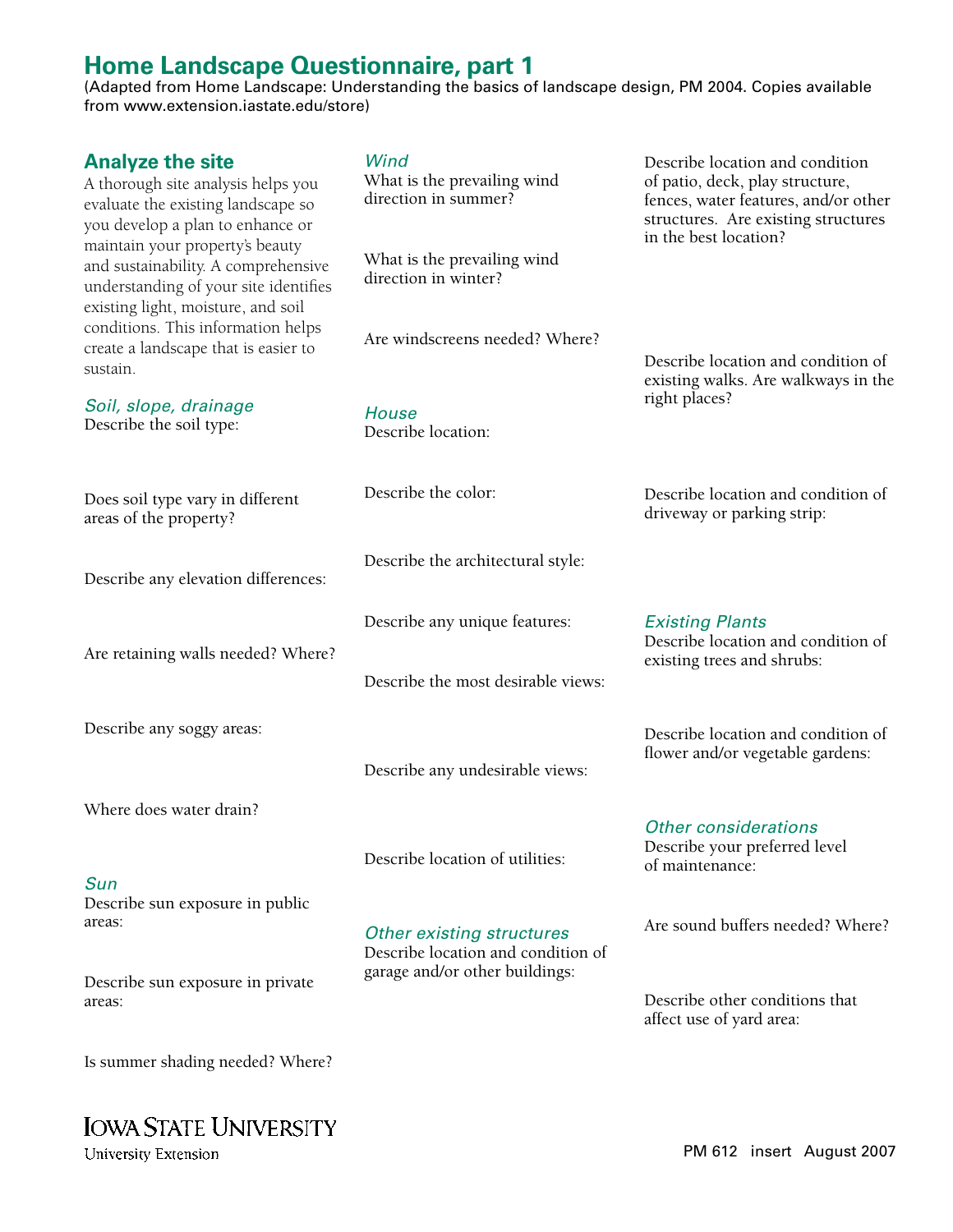# Home Landscape Questionnaire, part 1

(Adapted from Home Landscape: Understanding the basics of landscape design, PM 2004. Copies available from www.extension.iastate.edu/store)

## Analyze the site

A thorough site analysis helps you evaluate the existing landscape so you develop a plan to enhance or maintain your property's beauty and sustainability. A comprehensive understanding of your site identifies existing light, moisture, and soil conditions. This information helps create a landscape that is easier to sustain.

### *Soil, slope, drainage*

Describe the soil type:

Does soil type vary in different areas of the property?

Describe any elevation differences:

Are retaining walls needed? Where?

Describe any soggy areas:

Where does water drain?

### *Sun*

Describe sun exposure in public areas:

Describe sun exposure in private areas:

Is summer shading needed? Where?

### *Wind*

What is the prevailing wind direction in summer?

What is the prevailing wind direction in winter?

Are windscreens needed? Where?

### *House*

Describe location:

Describe the color:

Describe the architectural style:

Describe any unique features:

Describe the most desirable views:

Describe any undesirable views:

Describe location of utilities:

### *Other existing structures*

Describe location and condition of garage and/or other buildings:

Describe location and condition of patio, deck, play structure, fences, water features, and/or other structures. Are existing structures in the best location?

Describe location and condition of existing walks. Are walkways in the right places?

Describe location and condition of driveway or parking strip:

### *Existing Plants*

Describe location and condition of existing trees and shrubs:

Describe location and condition of flower and/or vegetable gardens:

### *Other considerations*

Describe your preferred level of maintenance:

Are sound buffers needed? Where?

Describe other conditions that affect use of yard area:

IOWA STATE UNIVERSITY
University Extension

PM 612 insert August 2007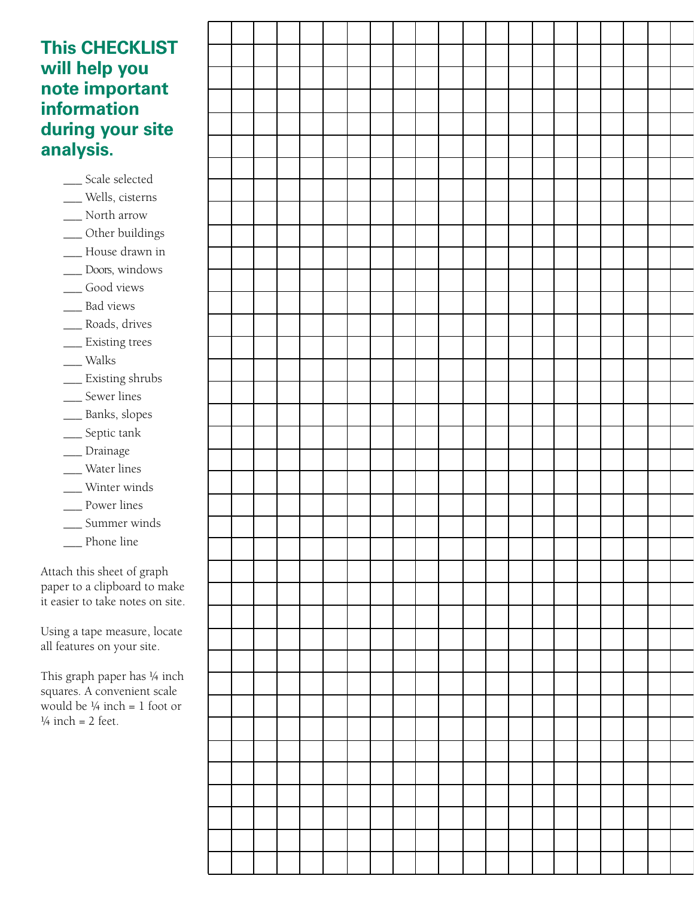## This CHECKLIST will help you note important information during your site analysis.

- ___ Scale selected
- ___ Wells, cisterns
- ___ North arrow
- ___ Other buildings
- ___ House drawn in
- ___ Doors, windows
- ___ Good views
- ___ Bad views
- ___ Roads, drives
- ___ Existing trees
- ___ Walks
- ___ Existing shrubs
- ___ Sewer lines
- ___ Banks, slopes
- ___ Septic tank
- ___ Drainage
- ___ Water lines
- ___ Winter winds
- ___ Power lines
- ___ Summer winds
- ___ Phone line

Attach this sheet of graph paper to a clipboard to make it easier to take notes on site.

Using a tape measure, locate all features on your site.

This graph paper has ¼ inch squares. A convenient scale would be ¼ inch = 1 foot or ¼ inch = 2 feet.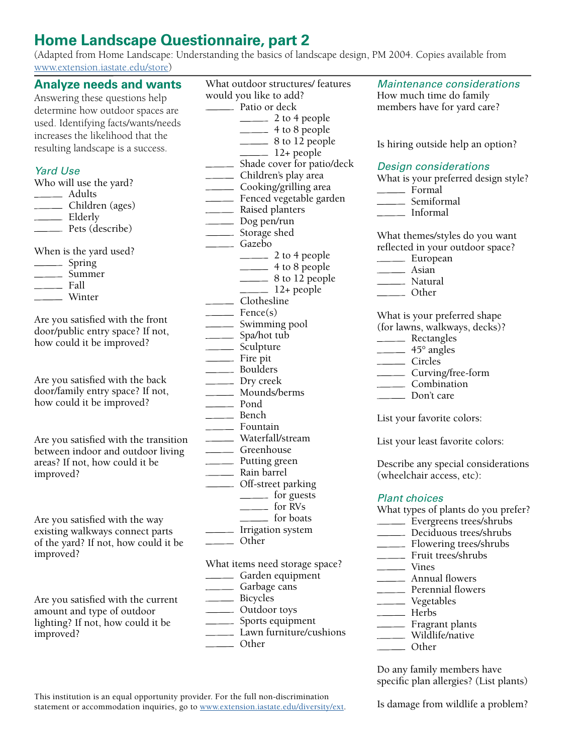# Home Landscape Questionnaire, part 2

(Adapted from Home Landscape: Understanding the basics of landscape design, PM 2004. Copies available from www.extension.iastate.edu/store)

## Analyze needs and wants

Answering these questions help determine how outdoor spaces are used. Identifying facts/wants/needs increases the likelihood that the resulting landscape is a success.

### *Yard Use*

Who will use the yard?

- _____ Adults
- _____ Children (ages)
- _____ Elderly
- _____ Pets (describe)

When is the yard used?

- _____ Spring
- _____ Summer
- _____ Fall
- _____ Winter

Are you satisfied with the front door/public entry space? If not, how could it be improved?

Are you satisfied with the back door/family entry space? If not, how could it be improved?

Are you satisfied with the transition between indoor and outdoor living areas? If not, how could it be improved?

Are you satisfied with the way existing walkways connect parts of the yard? If not, how could it be improved?

Are you satisfied with the current amount and type of outdoor lighting? If not, how could it be improved?

What outdoor structures/ features would you like to add?

- _____ Patio or deck
  - _____ 2 to 4 people
  - _____ 4 to 8 people
  - _____ 8 to 12 people
  - _____ 12+ people
- _____ Shade cover for patio/deck
- _____ Children's play area
- _____ Cooking/grilling area
- _____ Fenced vegetable garden
- _____ Raised planters
- _____ Dog pen/run
- _____ Storage shed
- _____ Gazebo
  - _____ 2 to 4 people
  - _____ 4 to 8 people
  - _____ 8 to 12 people
  - _____ 12+ people
- _____ Clothesline
- _____ Fence(s)
- _____ Swimming pool
- _____ Spa/hot tub
- _____ Sculpture
- _____ Fire pit
- _____ Boulders
- _____ Dry creek
- _____ Mounds/berms
- _____ Pond
- _____ Bench
- _____ Fountain
- _____ Waterfall/stream
- _____ Greenhouse
- _____ Putting green
- _____ Rain barrel
- _____ Off-street parking
  - _____ for guests
  - _____ for RVs
  - _____ for boats
- _____ Irrigation system
- _____ Other

What items need storage space?

- _____ Garden equipment
- _____ Garbage cans
- _____ Bicycles
- _____ Outdoor toys
- _____ Sports equipment
- _____ Lawn furniture/cushions
- _____ Other

### *Maintenance considerations*

How much time do family members have for yard care?

Is hiring outside help an option?

### *Design considerations*

What is your preferred design style?

- _____ Formal
- _____ Semiformal
- _____ Informal

What themes/styles do you want reflected in your outdoor space?

- _____ European
- _____ Asian
- _____ Natural
- _____ Other

What is your preferred shape (for lawns, walkways, decks)?

- _____ Rectangles
- _____ 45° angles
- _____ Circles
- _____ Curving/free-form
- _____ Combination
- _____ Don't care

List your favorite colors:

List your least favorite colors:

Describe any special considerations (wheelchair access, etc):

### *Plant choices*

What types of plants do you prefer?

- _____ Evergreens trees/shrubs
- _____ Deciduous trees/shrubs
- _____ Flowering trees/shrubs
- _____ Fruit trees/shrubs
- _____ Vines
- _____ Annual flowers
- _____ Perennial flowers
- _____ Vegetables
- _____ Herbs
- _____ Fragrant plants
- _____ Wildlife/native
- _____ Other

Do any family members have specific plan allergies? (List plants)

Is damage from wildlife a problem?

This institution is an equal opportunity provider. For the full non-discrimination statement or accommodation inquiries, go to www.extension.iastate.edu/diversity/ext.